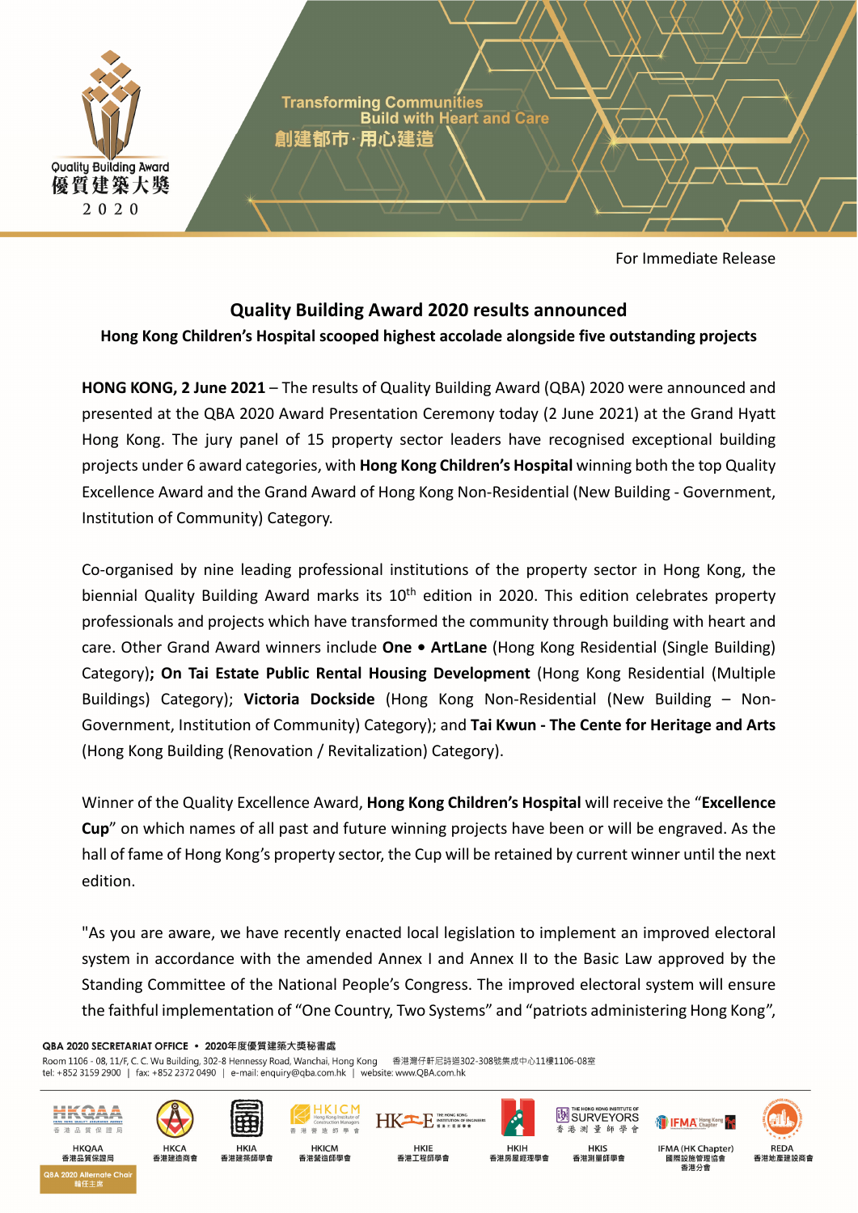Transforming Communities
Build with Heart and Care
創建都市·用心建造

Quality Building Award
優質建築大獎
2020

For Immediate Release

# Quality Building Award 2020 results announced

**Hong Kong Children's Hospital scooped highest accolade alongside five outstanding projects**

**HONG KONG, 2 June 2021** – The results of Quality Building Award (QBA) 2020 were announced and presented at the QBA 2020 Award Presentation Ceremony today (2 June 2021) at the Grand Hyatt Hong Kong. The jury panel of 15 property sector leaders have recognised exceptional building projects under 6 award categories, with **Hong Kong Children's Hospital** winning both the top Quality Excellence Award and the Grand Award of Hong Kong Non-Residential (New Building - Government, Institution of Community) Category.

Co-organised by nine leading professional institutions of the property sector in Hong Kong, the biennial Quality Building Award marks its 10th edition in 2020. This edition celebrates property professionals and projects which have transformed the community through building with heart and care. Other Grand Award winners include **One • ArtLane** (Hong Kong Residential (Single Building) Category)**; On Tai Estate Public Rental Housing Development** (Hong Kong Residential (Multiple Buildings) Category); **Victoria Dockside** (Hong Kong Non-Residential (New Building – Non-Government, Institution of Community) Category); and **Tai Kwun - The Cente for Heritage and Arts** (Hong Kong Building (Renovation / Revitalization) Category).

Winner of the Quality Excellence Award, **Hong Kong Children's Hospital** will receive the "**Excellence Cup**" on which names of all past and future winning projects have been or will be engraved. As the hall of fame of Hong Kong's property sector, the Cup will be retained by current winner until the next edition.

"As you are aware, we have recently enacted local legislation to implement an improved electoral system in accordance with the amended Annex I and Annex II to the Basic Law approved by the Standing Committee of the National People's Congress. The improved electoral system will ensure the faithful implementation of "One Country, Two Systems" and "patriots administering Hong Kong",

**QBA 2020 SECRETARIAT OFFICE • 2020年度優質建築大獎秘書處**
Room 1106 - 08, 11/F, C. C. Wu Building, 302-8 Hennessy Road, Wanchai, Hong Kong 香港灣仔軒尼詩道302-308號集成中心11樓1106-08室
tel: +852 3159 2900 | fax: +852 2372 0490 | e-mail: enquiry@qba.com.hk | website: www.QBA.com.hk

HKQAA 香港品質保證局 | HKCA 香港建造商會 | HKIA 香港建築師學會 | HKICM 香港營造師學會 | HKIE 香港工程師學會 | HKIH 香港房屋經理學會 | HKIS 香港測量師學會 | IFMA (HK Chapter) 國際設施管理協會香港分會 | REDA 香港地產建設商會

QBA 2020 Alternate Chair 輪任主席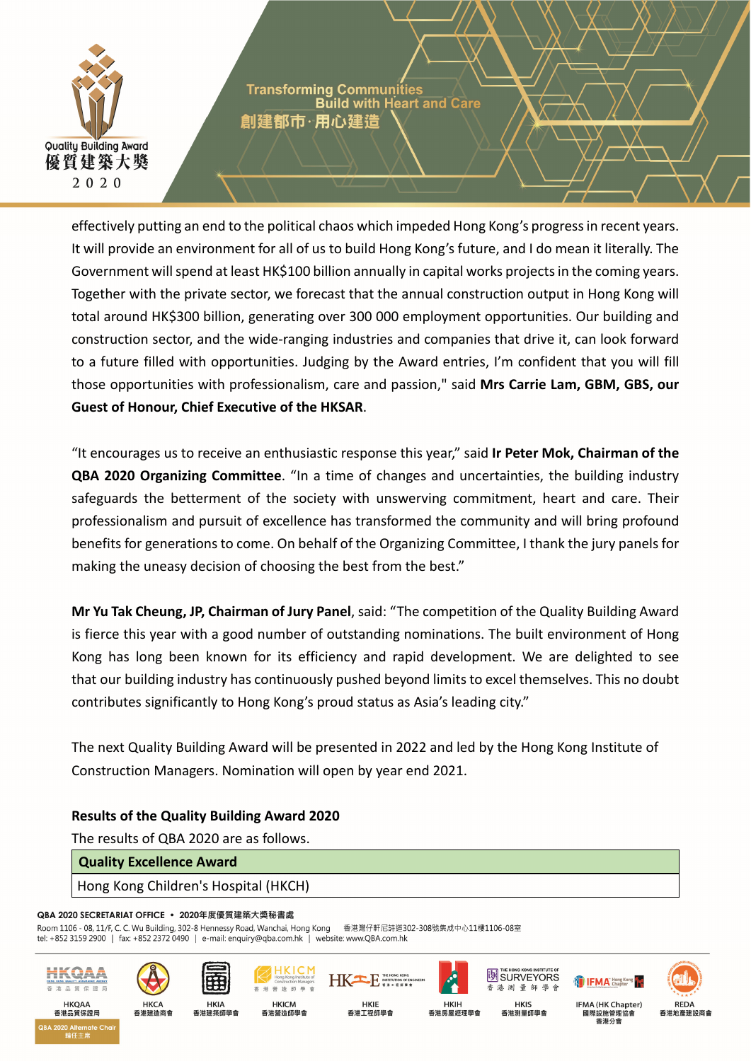effectively putting an end to the political chaos which impeded Hong Kong's progress in recent years. It will provide an environment for all of us to build Hong Kong's future, and I do mean it literally. The Government will spend at least HK$100 billion annually in capital works projects in the coming years. Together with the private sector, we forecast that the annual construction output in Hong Kong will total around HK$300 billion, generating over 300 000 employment opportunities. Our building and construction sector, and the wide-ranging industries and companies that drive it, can look forward to a future filled with opportunities. Judging by the Award entries, I'm confident that you will fill those opportunities with professionalism, care and passion," said **Mrs Carrie Lam, GBM, GBS, our Guest of Honour, Chief Executive of the HKSAR**.

"It encourages us to receive an enthusiastic response this year," said **Ir Peter Mok, Chairman of the QBA 2020 Organizing Committee**. "In a time of changes and uncertainties, the building industry safeguards the betterment of the society with unswerving commitment, heart and care. Their professionalism and pursuit of excellence has transformed the community and will bring profound benefits for generations to come. On behalf of the Organizing Committee, I thank the jury panels for making the uneasy decision of choosing the best from the best."

**Mr Yu Tak Cheung, JP, Chairman of Jury Panel**, said: "The competition of the Quality Building Award is fierce this year with a good number of outstanding nominations. The built environment of Hong Kong has long been known for its efficiency and rapid development. We are delighted to see that our building industry has continuously pushed beyond limits to excel themselves. This no doubt contributes significantly to Hong Kong's proud status as Asia's leading city."

The next Quality Building Award will be presented in 2022 and led by the Hong Kong Institute of Construction Managers. Nomination will open by year end 2021.

**Results of the Quality Building Award 2020**

The results of QBA 2020 are as follows.

| **Quality Excellence Award** |
|---|
| Hong Kong Children's Hospital (HKCH) |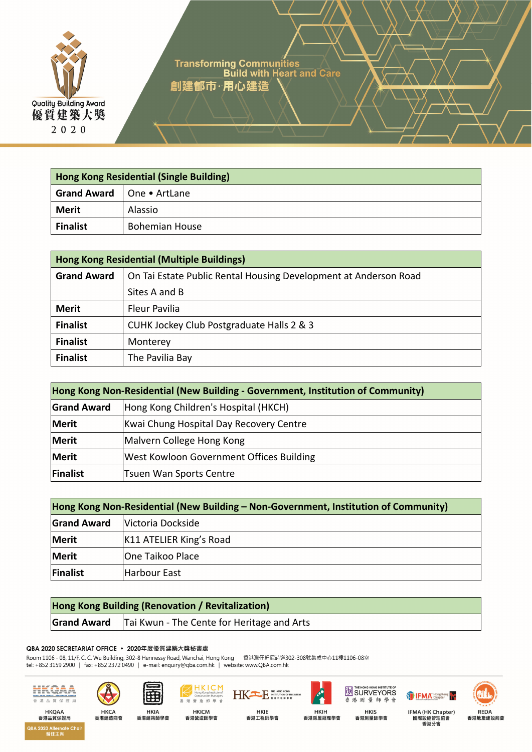Quality Building Award
優質建築大獎
2020

Transforming Communities
Build with Heart and Care
創建都市·用心建造

| Hong Kong Residential (Single Building) | |
|---|---|
| **Grand Award** | One • ArtLane |
| **Merit** | Alassio |
| **Finalist** | Bohemian House |

| Hong Kong Residential (Multiple Buildings) | |
|---|---|
| **Grand Award** | On Tai Estate Public Rental Housing Development at Anderson Road Sites A and B |
| **Merit** | Fleur Pavilia |
| **Finalist** | CUHK Jockey Club Postgraduate Halls 2 & 3 |
| **Finalist** | Monterey |
| **Finalist** | The Pavilia Bay |

| Hong Kong Non-Residential (New Building - Government, Institution of Community) | |
|---|---|
| **Grand Award** | Hong Kong Children's Hospital (HKCH) |
| **Merit** | Kwai Chung Hospital Day Recovery Centre |
| **Merit** | Malvern College Hong Kong |
| **Merit** | West Kowloon Government Offices Building |
| **Finalist** | Tsuen Wan Sports Centre |

| Hong Kong Non-Residential (New Building – Non-Government, Institution of Community) | |
|---|---|
| **Grand Award** | Victoria Dockside |
| **Merit** | K11 ATELIER King's Road |
| **Merit** | One Taikoo Place |
| **Finalist** | Harbour East |

| Hong Kong Building (Renovation / Revitalization) | |
|---|---|
| **Grand Award** | Tai Kwun - The Cente for Heritage and Arts |

**QBA 2020 SECRETARIAT OFFICE • 2020年度優質建築大獎秘書處**
Room 1106 - 08, 11/F, C. C. Wu Building, 302-8 Hennessy Road, Wanchai, Hong Kong 香港灣仔軒尼詩道302-308號集成中心11樓1106-08室
tel: +852 3159 2900 | fax: +852 2372 0490 | e-mail: enquiry@qba.com.hk | website: www.QBA.com.hk

HKQAA 香港品質保證局 | HKCA 香港建造商會 | HKIA 香港建築師學會 | HKICM 香港營造師學會 | HKIE 香港工程師學會 | HKIH 香港房屋經理學會 | HKIS 香港測量師學會 | IFMA (HK Chapter) 國際設施管理協會香港分會 | REDA 香港地產建設商會

QBA 2020 Alternate Chair 輪任主席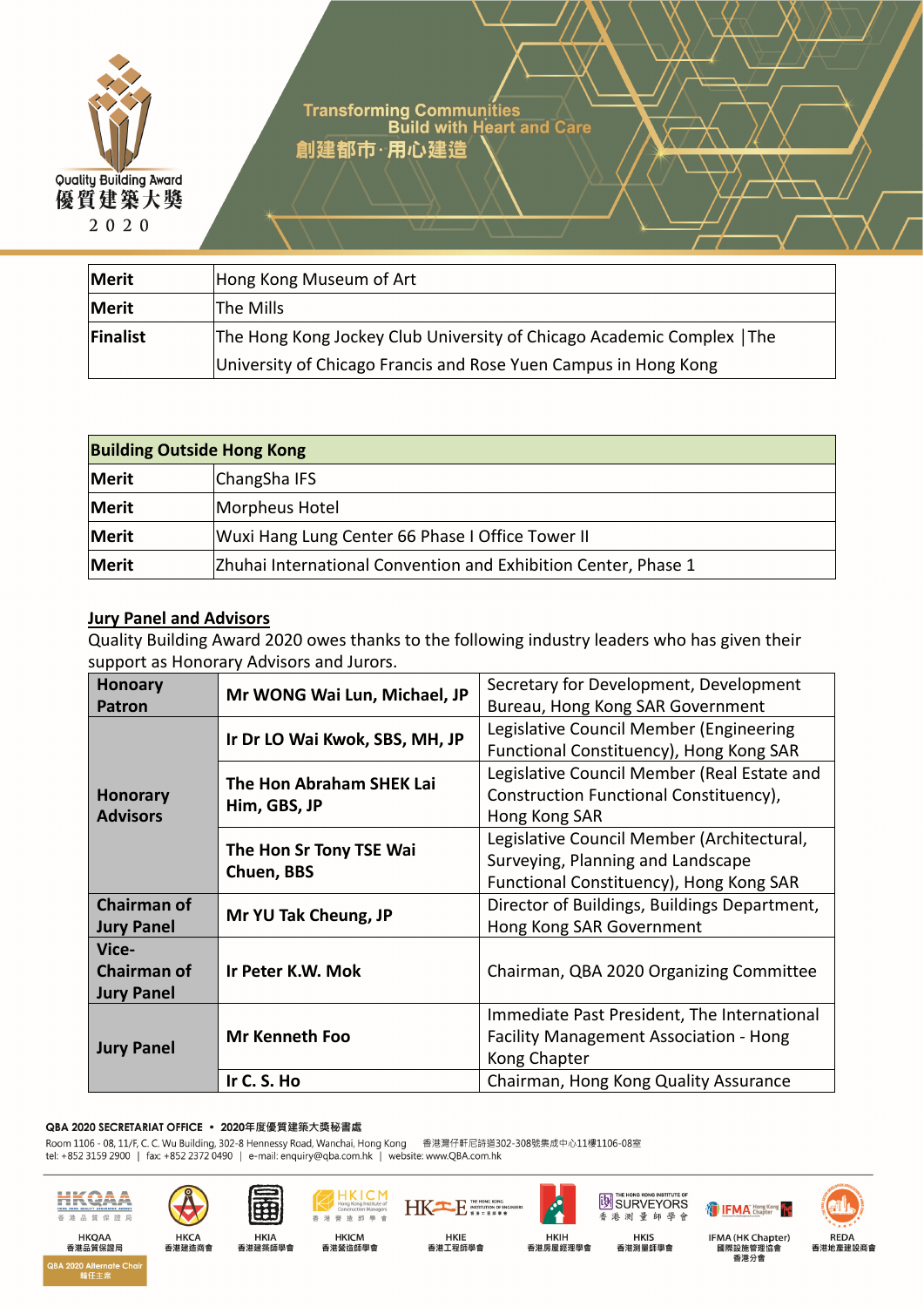| Merit | Hong Kong Museum of Art |
|---|---|
| Merit | The Mills |
| Finalist | The Hong Kong Jockey Club University of Chicago Academic Complex │The University of Chicago Francis and Rose Yuen Campus in Hong Kong |

| Building Outside Hong Kong | |
|---|---|
| Merit | ChangSha IFS |
| Merit | Morpheus Hotel |
| Merit | Wuxi Hang Lung Center 66 Phase I Office Tower II |
| Merit | Zhuhai International Convention and Exhibition Center, Phase 1 |

## Jury Panel and Advisors

Quality Building Award 2020 owes thanks to the following industry leaders who has given their support as Honorary Advisors and Jurors.

| | | |
|---|---|---|
| **Honoary Patron** | **Mr WONG Wai Lun, Michael, JP** | Secretary for Development, Development Bureau, Hong Kong SAR Government |
| **Honorary Advisors** | **Ir Dr LO Wai Kwok, SBS, MH, JP** | Legislative Council Member (Engineering Functional Constituency), Hong Kong SAR |
| | **The Hon Abraham SHEK Lai Him, GBS, JP** | Legislative Council Member (Real Estate and Construction Functional Constituency), Hong Kong SAR |
| | **The Hon Sr Tony TSE Wai Chuen, BBS** | Legislative Council Member (Architectural, Surveying, Planning and Landscape Functional Constituency), Hong Kong SAR |
| **Chairman of Jury Panel** | **Mr YU Tak Cheung, JP** | Director of Buildings, Buildings Department, Hong Kong SAR Government |
| **Vice-Chairman of Jury Panel** | **Ir Peter K.W. Mok** | Chairman, QBA 2020 Organizing Committee |
| **Jury Panel** | **Mr Kenneth Foo** | Immediate Past President, The International Facility Management Association - Hong Kong Chapter |
| | **Ir C. S. Ho** | Chairman, Hong Kong Quality Assurance |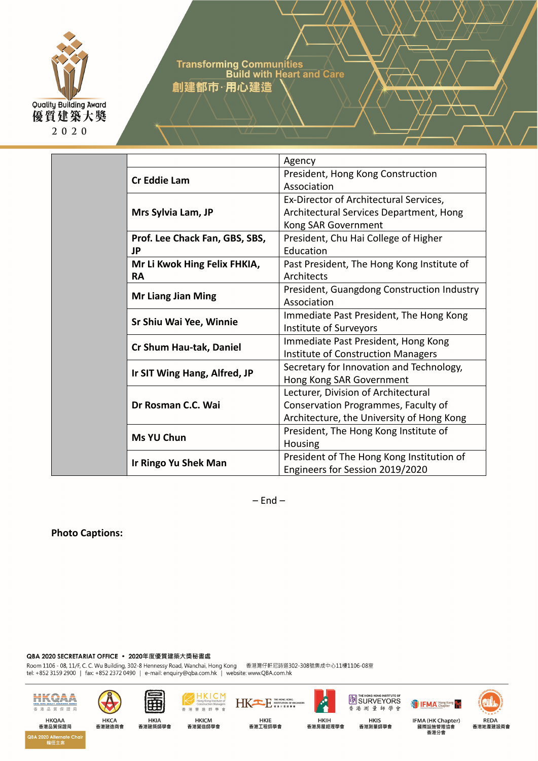| | | |
|---|---|---|
| | | Agency |
| | **Cr Eddie Lam** | President, Hong Kong Construction Association |
| | **Mrs Sylvia Lam, JP** | Ex-Director of Architectural Services, Architectural Services Department, Hong Kong SAR Government |
| | **Prof. Lee Chack Fan, GBS, SBS, JP** | President, Chu Hai College of Higher Education |
| | **Mr Li Kwok Hing Felix FHKIA, RA** | Past President, The Hong Kong Institute of Architects |
| | **Mr Liang Jian Ming** | President, Guangdong Construction Industry Association |
| | **Sr Shiu Wai Yee, Winnie** | Immediate Past President, The Hong Kong Institute of Surveyors |
| | **Cr Shum Hau-tak, Daniel** | Immediate Past President, Hong Kong Institute of Construction Managers |
| | **Ir SIT Wing Hang, Alfred, JP** | Secretary for Innovation and Technology, Hong Kong SAR Government |
| | **Dr Rosman C.C. Wai** | Lecturer, Division of Architectural Conservation Programmes, Faculty of Architecture, the University of Hong Kong |
| | **Ms YU Chun** | President, The Hong Kong Institute of Housing |
| | **Ir Ringo Yu Shek Man** | President of The Hong Kong Institution of Engineers for Session 2019/2020 |

– End –

**Photo Captions:**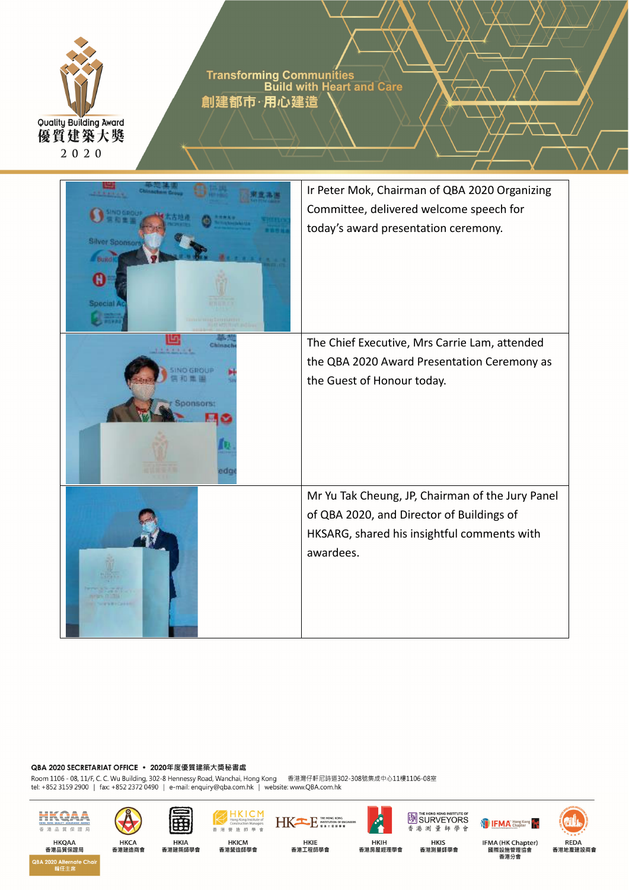| | |
|---|---|
| | Ir Peter Mok, Chairman of QBA 2020 Organizing Committee, delivered welcome speech for today's award presentation ceremony. |
| | The Chief Executive, Mrs Carrie Lam, attended the QBA 2020 Award Presentation Ceremony as the Guest of Honour today. |
| | Mr Yu Tak Cheung, JP, Chairman of the Jury Panel of QBA 2020, and Director of Buildings of HKSARG, shared his insightful comments with awardees. |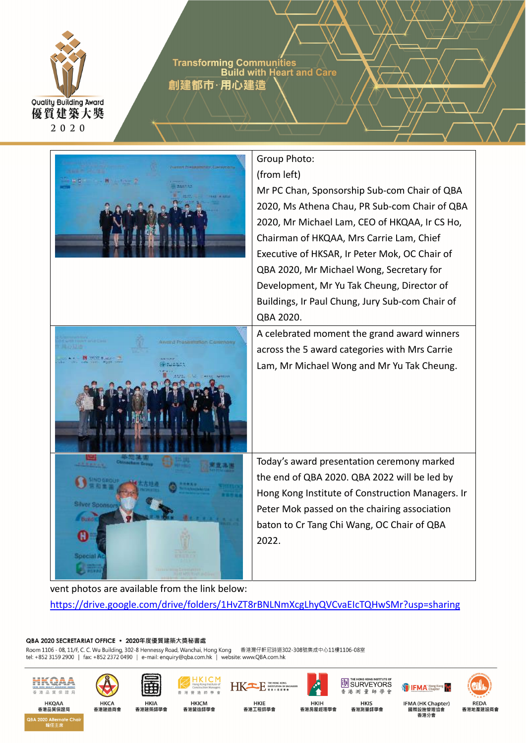| | |
|---|---|
| | Group Photo:<br>(from left)<br>Mr PC Chan, Sponsorship Sub-com Chair of QBA 2020, Ms Athena Chau, PR Sub-com Chair of QBA 2020, Mr Michael Lam, CEO of HKQAA, Ir CS Ho, Chairman of HKQAA, Mrs Carrie Lam, Chief Executive of HKSAR, Ir Peter Mok, OC Chair of QBA 2020, Mr Michael Wong, Secretary for Development, Mr Yu Tak Cheung, Director of Buildings, Ir Paul Chung, Jury Sub-com Chair of QBA 2020. |
| | A celebrated moment the grand award winners across the 5 award categories with Mrs Carrie Lam, Mr Michael Wong and Mr Yu Tak Cheung. |
| | Today's award presentation ceremony marked the end of QBA 2020. QBA 2022 will be led by Hong Kong Institute of Construction Managers. Ir Peter Mok passed on the chairing association baton to Cr Tang Chi Wang, OC Chair of QBA 2022. |

vent photos are available from the link below:

https://drive.google.com/drive/folders/1HvZT8rBNLNmXcgLhyQVCvaEIcTQHwSMr?usp=sharing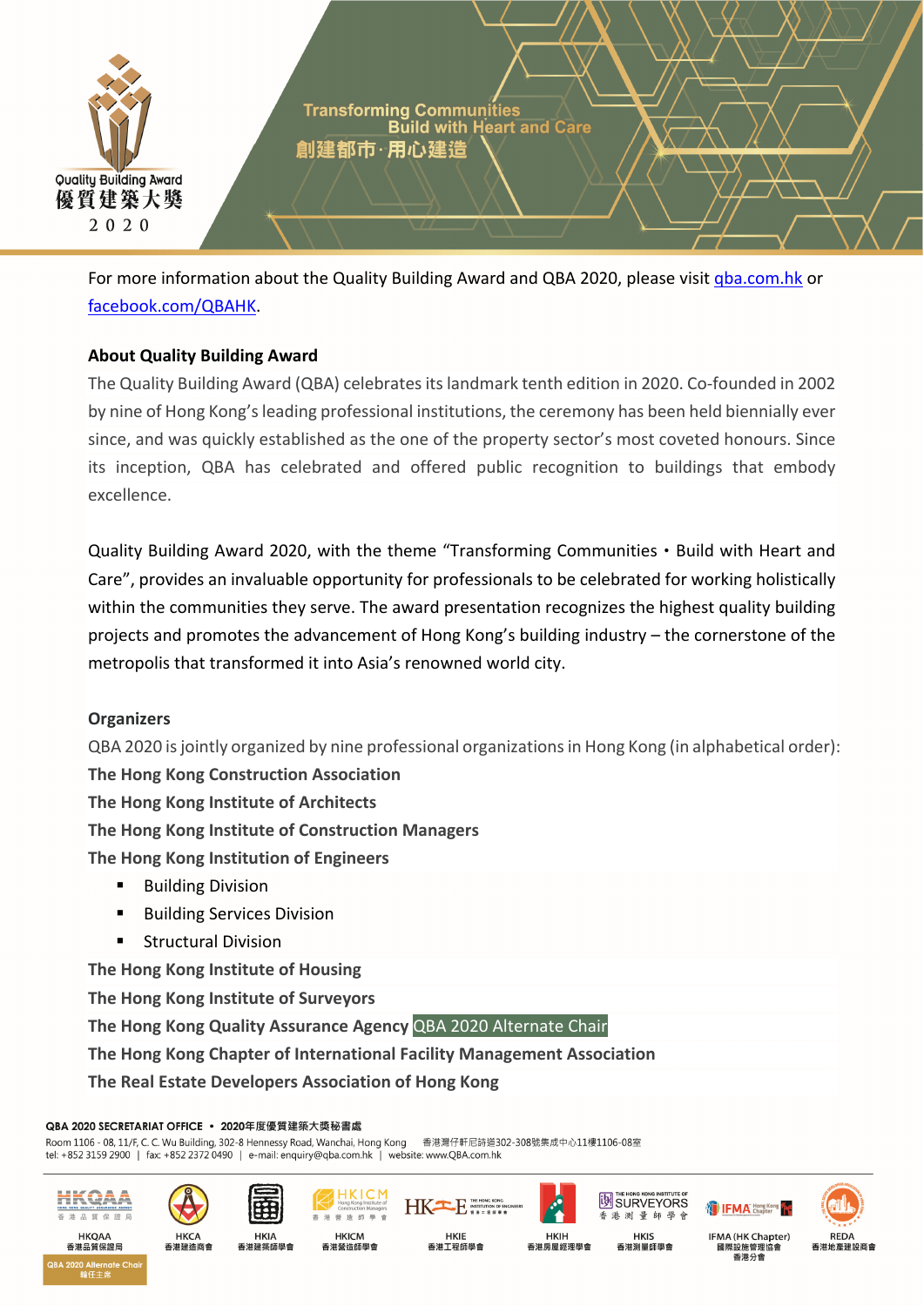For more information about the Quality Building Award and QBA 2020, please visit [qba.com.hk](qba.com.hk) or [facebook.com/QBAHK](facebook.com/QBAHK).

**About Quality Building Award**

The Quality Building Award (QBA) celebrates its landmark tenth edition in 2020. Co-founded in 2002 by nine of Hong Kong's leading professional institutions, the ceremony has been held biennially ever since, and was quickly established as the one of the property sector's most coveted honours. Since its inception, QBA has celebrated and offered public recognition to buildings that embody excellence.

Quality Building Award 2020, with the theme "Transforming Communities • Build with Heart and Care", provides an invaluable opportunity for professionals to be celebrated for working holistically within the communities they serve. The award presentation recognizes the highest quality building projects and promotes the advancement of Hong Kong's building industry – the cornerstone of the metropolis that transformed it into Asia's renowned world city.

**Organizers**

QBA 2020 is jointly organized by nine professional organizations in Hong Kong (in alphabetical order):

**The Hong Kong Construction Association**
**The Hong Kong Institute of Architects**
**The Hong Kong Institute of Construction Managers**
**The Hong Kong Institution of Engineers**

- Building Division
- Building Services Division
- Structural Division

**The Hong Kong Institute of Housing**
**The Hong Kong Institute of Surveyors**
**The Hong Kong Quality Assurance Agency** QBA 2020 Alternate Chair
**The Hong Kong Chapter of International Facility Management Association**
**The Real Estate Developers Association of Hong Kong**

QBA 2020 SECRETARIAT OFFICE • 2020年度優質建築大獎秘書處
Room 1106 - 08, 11/F, C. C. Wu Building, 302-8 Hennessy Road, Wanchai, Hong Kong 香港灣仔軒尼詩道302-308號集成中心11樓1106-08室
tel: +852 3159 2900 | fax: +852 2372 0490 | e-mail: enquiry@qba.com.hk | website: www.QBA.com.hk

HKQAA 香港品質保證局 (QBA 2020 Alternate Chair 輪任主席) | HKCA 香港建造商會 | HKIA 香港建築師學會 | HKICM 香港營造師學會 | HKIE 香港工程師學會 | HKIH 香港房屋經理學會 | HKIS 香港測量師學會 | IFMA (HK Chapter) 國際設施管理協會香港分會 | REDA 香港地產建設商會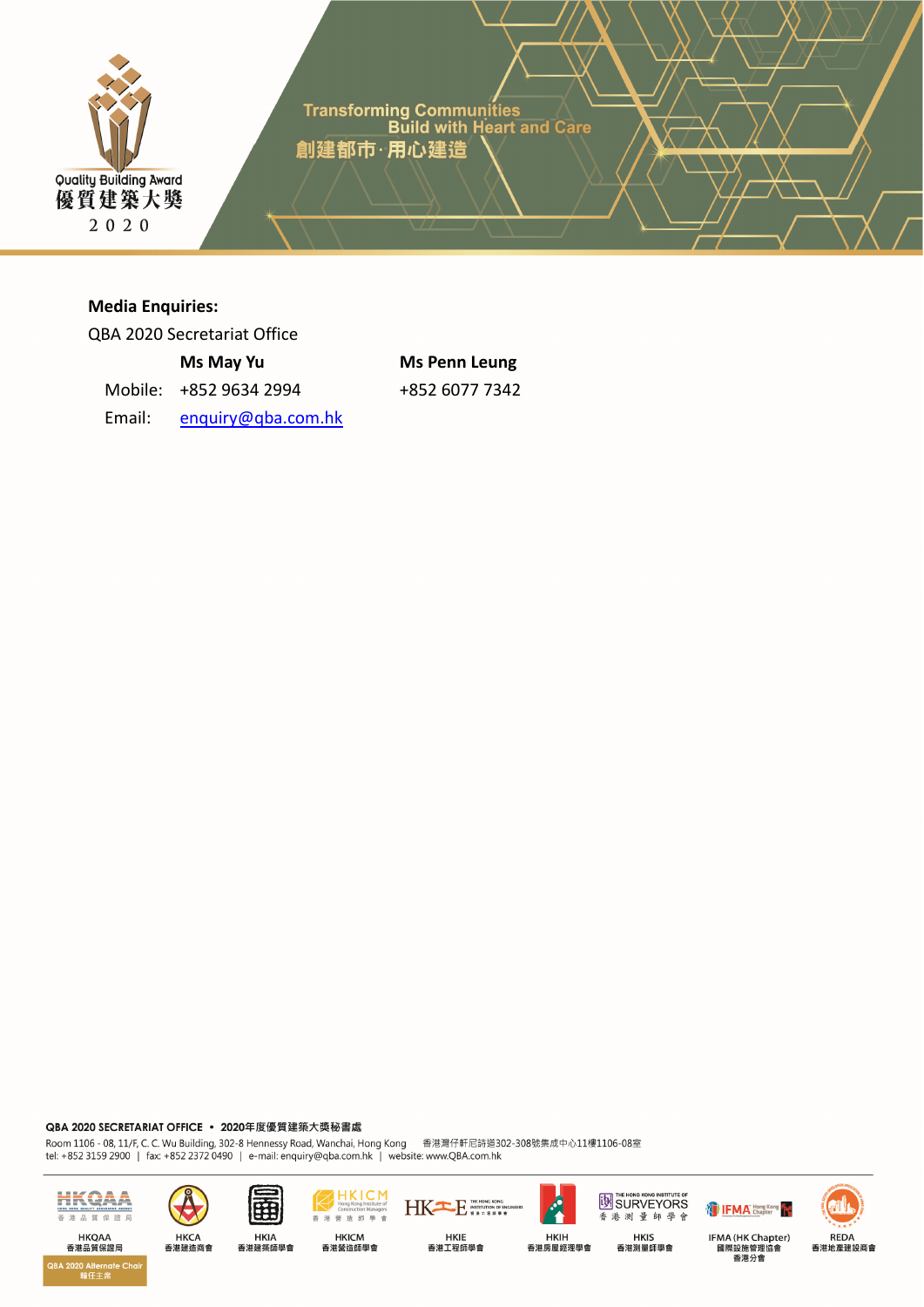**Media Enquiries:**

QBA 2020 Secretariat Office

| | Ms May Yu | Ms Penn Leung |
|---|---|---|
| Mobile: | +852 9634 2994 | +852 6077 7342 |
| Email: | enquiry@qba.com.hk | |